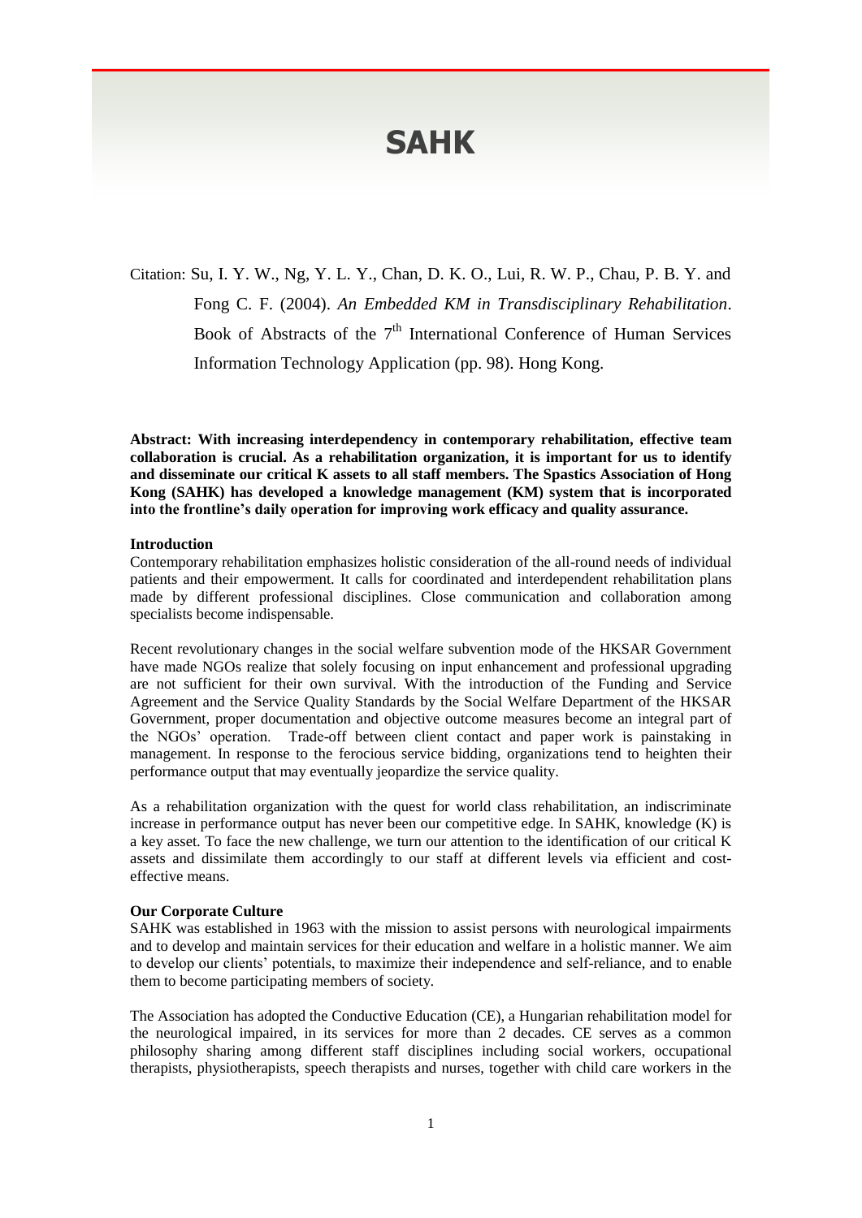# SAHK

Citation: Su, I. Y. W., Ng, Y. L. Y., Chan, D. K. O., Lui, R. W. P., Chau, P. B. Y. and Fong C. F. (2004). *An Embedded KM in Transdisciplinary Rehabilitation*. Book of Abstracts of the 7th International Conference of Human Services Information Technology Application (pp. 98). Hong Kong.

**Abstract: With increasing interdependency in contemporary rehabilitation, effective team collaboration is crucial. As a rehabilitation organization, it is important for us to identify and disseminate our critical K assets to all staff members. The Spastics Association of Hong Kong (SAHK) has developed a knowledge management (KM) system that is incorporated into the frontline's daily operation for improving work efficacy and quality assurance.**

**Introduction**

Contemporary rehabilitation emphasizes holistic consideration of the all-round needs of individual patients and their empowerment. It calls for coordinated and interdependent rehabilitation plans made by different professional disciplines. Close communication and collaboration among specialists become indispensable.

Recent revolutionary changes in the social welfare subvention mode of the HKSAR Government have made NGOs realize that solely focusing on input enhancement and professional upgrading are not sufficient for their own survival. With the introduction of the Funding and Service Agreement and the Service Quality Standards by the Social Welfare Department of the HKSAR Government, proper documentation and objective outcome measures become an integral part of the NGOs' operation. Trade-off between client contact and paper work is painstaking in management. In response to the ferocious service bidding, organizations tend to heighten their performance output that may eventually jeopardize the service quality.

As a rehabilitation organization with the quest for world class rehabilitation, an indiscriminate increase in performance output has never been our competitive edge. In SAHK, knowledge (K) is a key asset. To face the new challenge, we turn our attention to the identification of our critical K assets and dissimilate them accordingly to our staff at different levels via efficient and cost-effective means.

**Our Corporate Culture**

SAHK was established in 1963 with the mission to assist persons with neurological impairments and to develop and maintain services for their education and welfare in a holistic manner. We aim to develop our clients' potentials, to maximize their independence and self-reliance, and to enable them to become participating members of society.

The Association has adopted the Conductive Education (CE), a Hungarian rehabilitation model for the neurological impaired, in its services for more than 2 decades. CE serves as a common philosophy sharing among different staff disciplines including social workers, occupational therapists, physiotherapists, speech therapists and nurses, together with child care workers in the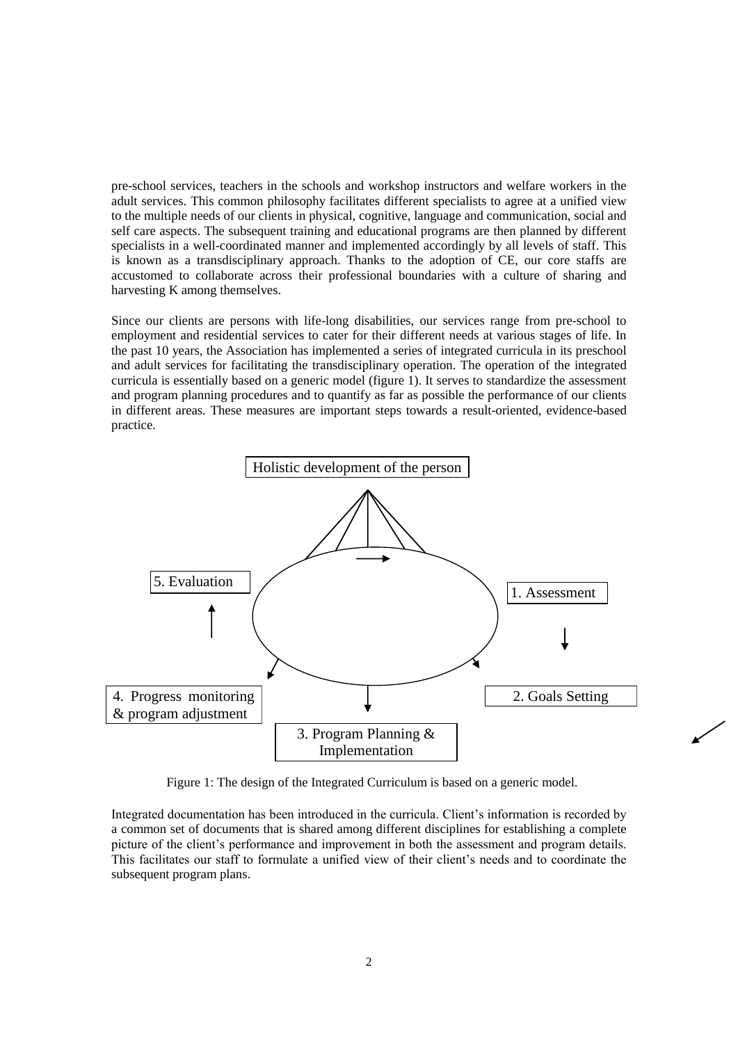pre-school services, teachers in the schools and workshop instructors and welfare workers in the adult services. This common philosophy facilitates different specialists to agree at a unified view to the multiple needs of our clients in physical, cognitive, language and communication, social and self care aspects. The subsequent training and educational programs are then planned by different specialists in a well-coordinated manner and implemented accordingly by all levels of staff. This is known as a transdisciplinary approach. Thanks to the adoption of CE, our core staffs are accustomed to collaborate across their professional boundaries with a culture of sharing and harvesting K among themselves.

Since our clients are persons with life-long disabilities, our services range from pre-school to employment and residential services to cater for their different needs at various stages of life. In the past 10 years, the Association has implemented a series of integrated curricula in its preschool and adult services for facilitating the transdisciplinary operation. The operation of the integrated curricula is essentially based on a generic model (figure 1). It serves to standardize the assessment and program planning procedures and to quantify as far as possible the performance of our clients in different areas. These measures are important steps towards a result-oriented, evidence-based practice.

Holistic development of the person

1. Assessment

2. Goals Setting

3. Program Planning & Implementation

4. Progress monitoring & program adjustment

5. Evaluation

Figure 1: The design of the Integrated Curriculum is based on a generic model.

Integrated documentation has been introduced in the curricula. Client's information is recorded by a common set of documents that is shared among different disciplines for establishing a complete picture of the client's performance and improvement in both the assessment and program details. This facilitates our staff to formulate a unified view of their client's needs and to coordinate the subsequent program plans.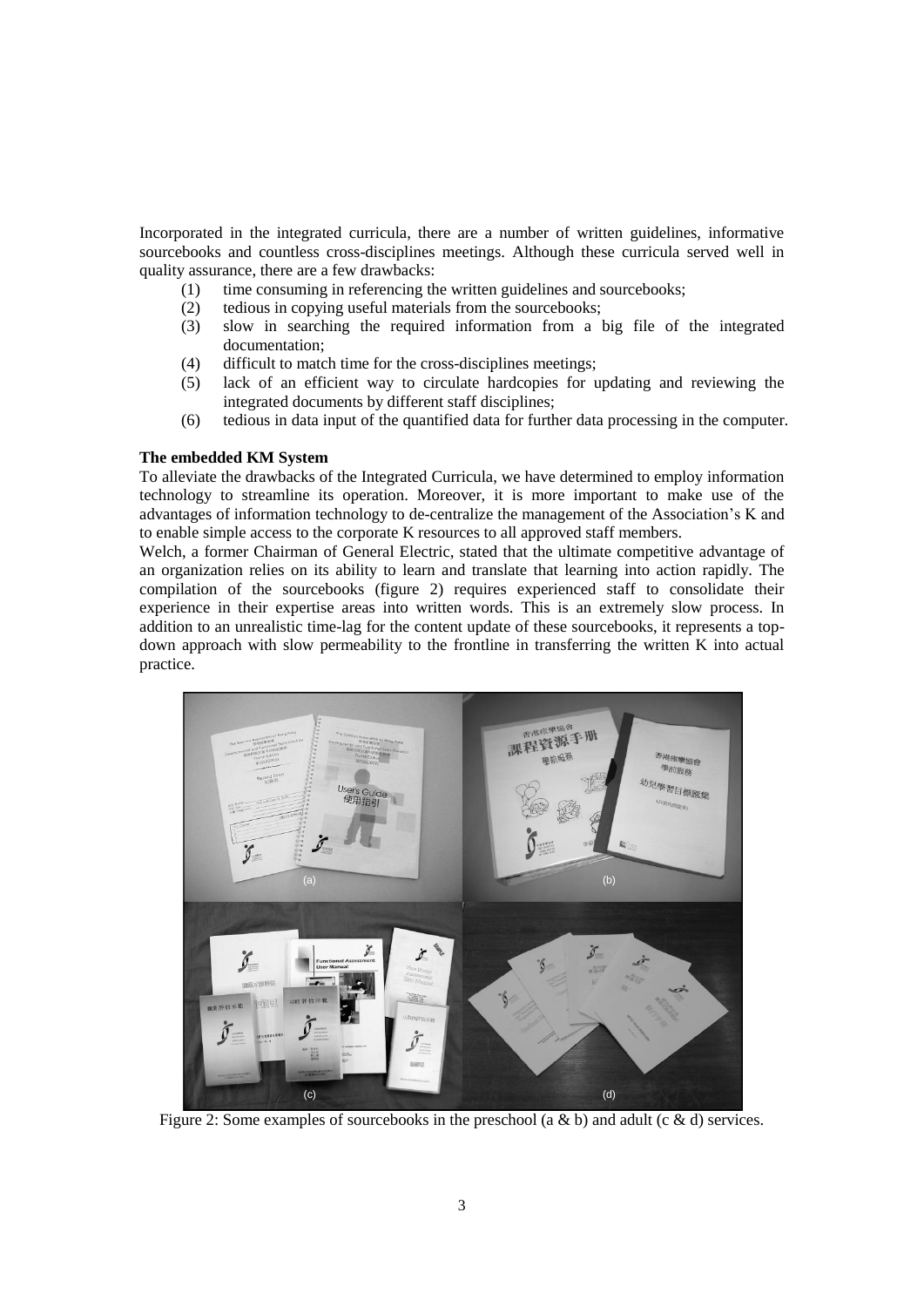Incorporated in the integrated curricula, there are a number of written guidelines, informative sourcebooks and countless cross-disciplines meetings. Although these curricula served well in quality assurance, there are a few drawbacks:

(1) time consuming in referencing the written guidelines and sourcebooks;
(2) tedious in copying useful materials from the sourcebooks;
(3) slow in searching the required information from a big file of the integrated documentation;
(4) difficult to match time for the cross-disciplines meetings;
(5) lack of an efficient way to circulate hardcopies for updating and reviewing the integrated documents by different staff disciplines;
(6) tedious in data input of the quantified data for further data processing in the computer.

**The embedded KM System**

To alleviate the drawbacks of the Integrated Curricula, we have determined to employ information technology to streamline its operation. Moreover, it is more important to make use of the advantages of information technology to de-centralize the management of the Association's K and to enable simple access to the corporate K resources to all approved staff members.

Welch, a former Chairman of General Electric, stated that the ultimate competitive advantage of an organization relies on its ability to learn and translate that learning into action rapidly. The compilation of the sourcebooks (figure 2) requires experienced staff to consolidate their experience in their expertise areas into written words. This is an extremely slow process. In addition to an unrealistic time-lag for the content update of these sourcebooks, it represents a top-down approach with slow permeability to the frontline in transferring the written K into actual practice.

Figure 2: Some examples of sourcebooks in the preschool (a & b) and adult (c & d) services.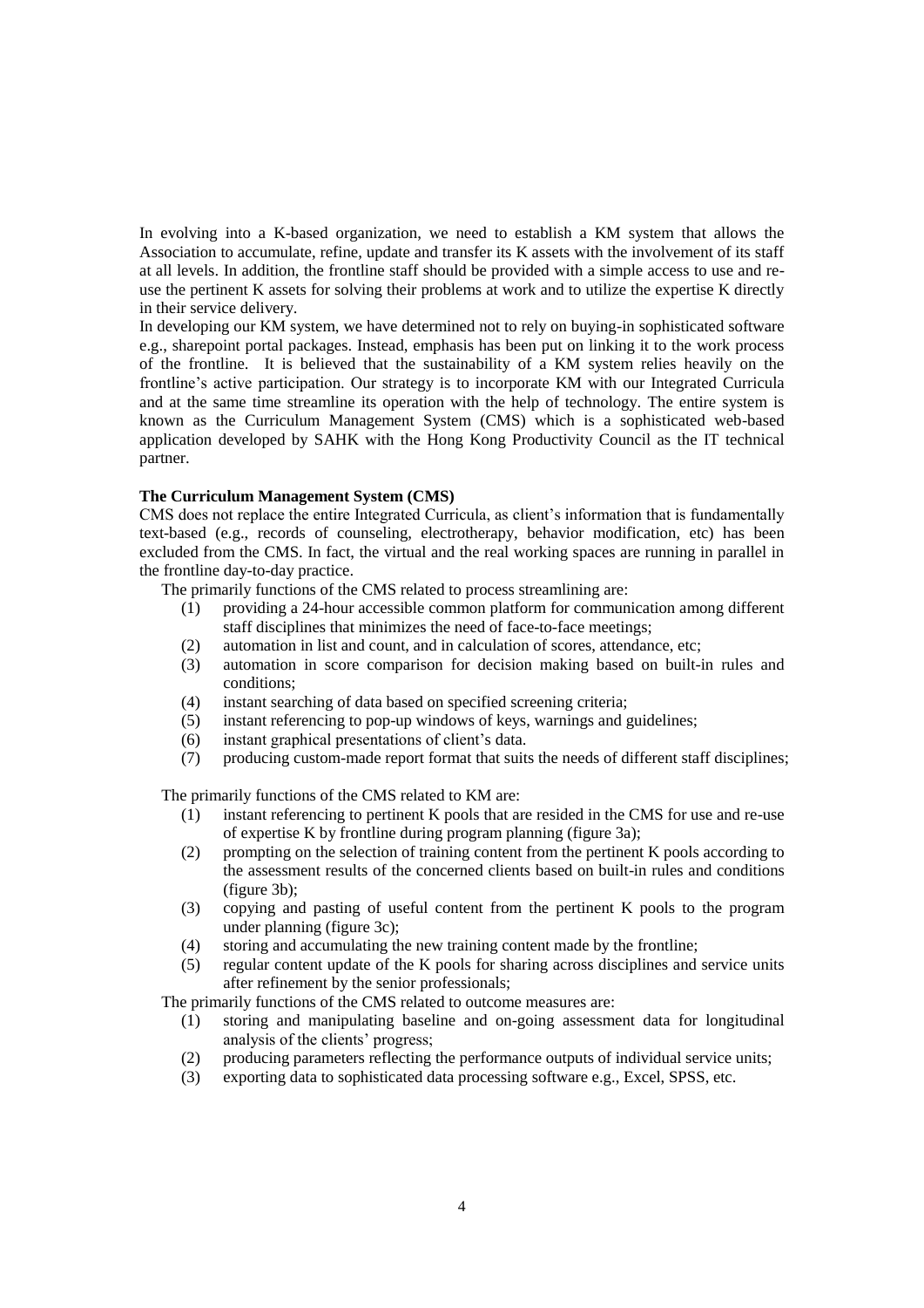In evolving into a K-based organization, we need to establish a KM system that allows the Association to accumulate, refine, update and transfer its K assets with the involvement of its staff at all levels. In addition, the frontline staff should be provided with a simple access to use and re-use the pertinent K assets for solving their problems at work and to utilize the expertise K directly in their service delivery.

In developing our KM system, we have determined not to rely on buying-in sophisticated software e.g., sharepoint portal packages. Instead, emphasis has been put on linking it to the work process of the frontline. It is believed that the sustainability of a KM system relies heavily on the frontline's active participation. Our strategy is to incorporate KM with our Integrated Curricula and at the same time streamline its operation with the help of technology. The entire system is known as the Curriculum Management System (CMS) which is a sophisticated web-based application developed by SAHK with the Hong Kong Productivity Council as the IT technical partner.

**The Curriculum Management System (CMS)**

CMS does not replace the entire Integrated Curricula, as client's information that is fundamentally text-based (e.g., records of counseling, electrotherapy, behavior modification, etc) has been excluded from the CMS. In fact, the virtual and the real working spaces are running in parallel in the frontline day-to-day practice.

The primarily functions of the CMS related to process streamlining are:

1. providing a 24-hour accessible common platform for communication among different staff disciplines that minimizes the need of face-to-face meetings;
2. automation in list and count, and in calculation of scores, attendance, etc;
3. automation in score comparison for decision making based on built-in rules and conditions;
4. instant searching of data based on specified screening criteria;
5. instant referencing to pop-up windows of keys, warnings and guidelines;
6. instant graphical presentations of client's data.
7. producing custom-made report format that suits the needs of different staff disciplines;

The primarily functions of the CMS related to KM are:

1. instant referencing to pertinent K pools that are resided in the CMS for use and re-use of expertise K by frontline during program planning (figure 3a);
2. prompting on the selection of training content from the pertinent K pools according to the assessment results of the concerned clients based on built-in rules and conditions (figure 3b);
3. copying and pasting of useful content from the pertinent K pools to the program under planning (figure 3c);
4. storing and accumulating the new training content made by the frontline;
5. regular content update of the K pools for sharing across disciplines and service units after refinement by the senior professionals;

The primarily functions of the CMS related to outcome measures are:

1. storing and manipulating baseline and on-going assessment data for longitudinal analysis of the clients' progress;
2. producing parameters reflecting the performance outputs of individual service units;
3. exporting data to sophisticated data processing software e.g., Excel, SPSS, etc.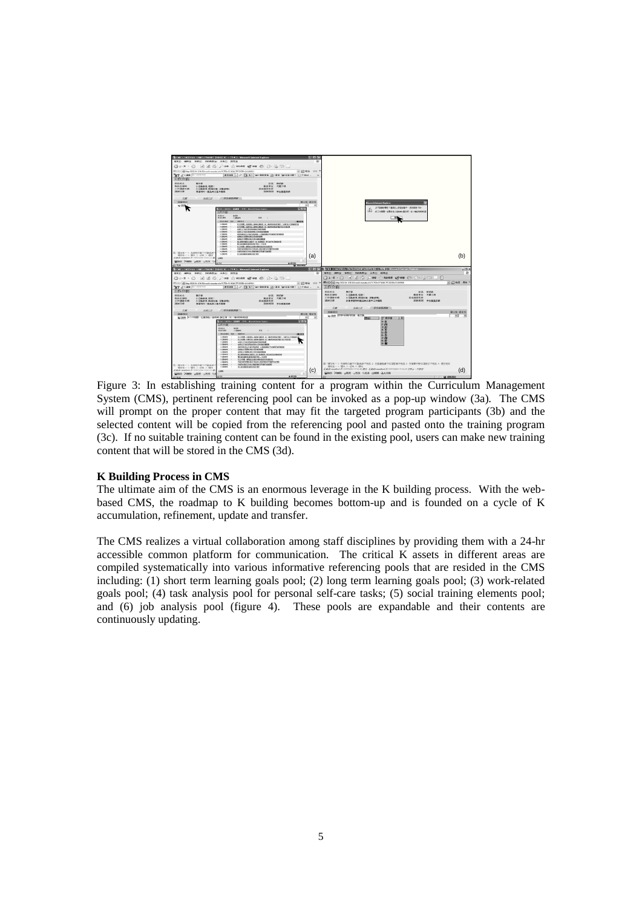Figure 3: In establishing training content for a program within the Curriculum Management System (CMS), pertinent referencing pool can be invoked as a pop-up window (3a). The CMS will prompt on the proper content that may fit the targeted program participants (3b) and the selected content will be copied from the referencing pool and pasted onto the training program (3c). If no suitable training content can be found in the existing pool, users can make new training content that will be stored in the CMS (3d).

**K Building Process in CMS**

The ultimate aim of the CMS is an enormous leverage in the K building process. With the web-based CMS, the roadmap to K building becomes bottom-up and is founded on a cycle of K accumulation, refinement, update and transfer.

The CMS realizes a virtual collaboration among staff disciplines by providing them with a 24-hr accessible common platform for communication. The critical K assets in different areas are compiled systematically into various informative referencing pools that are resided in the CMS including: (1) short term learning goals pool; (2) long term learning goals pool; (3) work-related goals pool; (4) task analysis pool for personal self-care tasks; (5) social training elements pool; and (6) job analysis pool (figure 4). These pools are expandable and their contents are continuously updating.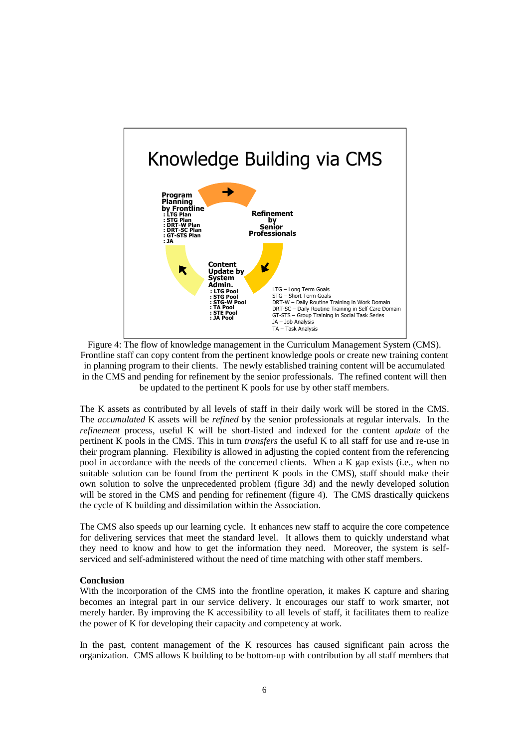Knowledge Building via CMS

Program Planning by Frontline
: LTG Plan
: STG Plan
: DRT-W Plan
: DRT-SC Plan
: GT-STS Plan
: JA

Refinement by Senior Professionals

Content Update by System Admin.
: LTG Pool
: STG Pool
: STG-W Pool
: TA Pool
: STE Pool
: JA Pool

LTG – Long Term Goals
STG – Short Term Goals
DRT-W – Daily Routine Training in Work Domain
DRT-SC – Daily Routine Training in Self Care Domain
GT-STS – Group Training in Social Task Series
JA – Job Analysis
TA – Task Analysis

Figure 4: The flow of knowledge management in the Curriculum Management System (CMS). Frontline staff can copy content from the pertinent knowledge pools or create new training content in planning program to their clients. The newly established training content will be accumulated in the CMS and pending for refinement by the senior professionals. The refined content will then be updated to the pertinent K pools for use by other staff members.

The K assets as contributed by all levels of staff in their daily work will be stored in the CMS. The *accumulated* K assets will be *refined* by the senior professionals at regular intervals. In the *refinement* process, useful K will be short-listed and indexed for the content *update* of the pertinent K pools in the CMS. This in turn *transfers* the useful K to all staff for use and re-use in their program planning. Flexibility is allowed in adjusting the copied content from the referencing pool in accordance with the needs of the concerned clients. When a K gap exists (i.e., when no suitable solution can be found from the pertinent K pools in the CMS), staff should make their own solution to solve the unprecedented problem (figure 3d) and the newly developed solution will be stored in the CMS and pending for refinement (figure 4). The CMS drastically quickens the cycle of K building and dissimilation within the Association.

The CMS also speeds up our learning cycle. It enhances new staff to acquire the core competence for delivering services that meet the standard level. It allows them to quickly understand what they need to know and how to get the information they need. Moreover, the system is self-serviced and self-administered without the need of time matching with other staff members.

**Conclusion**

With the incorporation of the CMS into the frontline operation, it makes K capture and sharing becomes an integral part in our service delivery. It encourages our staff to work smarter, not merely harder. By improving the K accessibility to all levels of staff, it facilitates them to realize the power of K for developing their capacity and competency at work.

In the past, content management of the K resources has caused significant pain across the organization. CMS allows K building to be bottom-up with contribution by all staff members that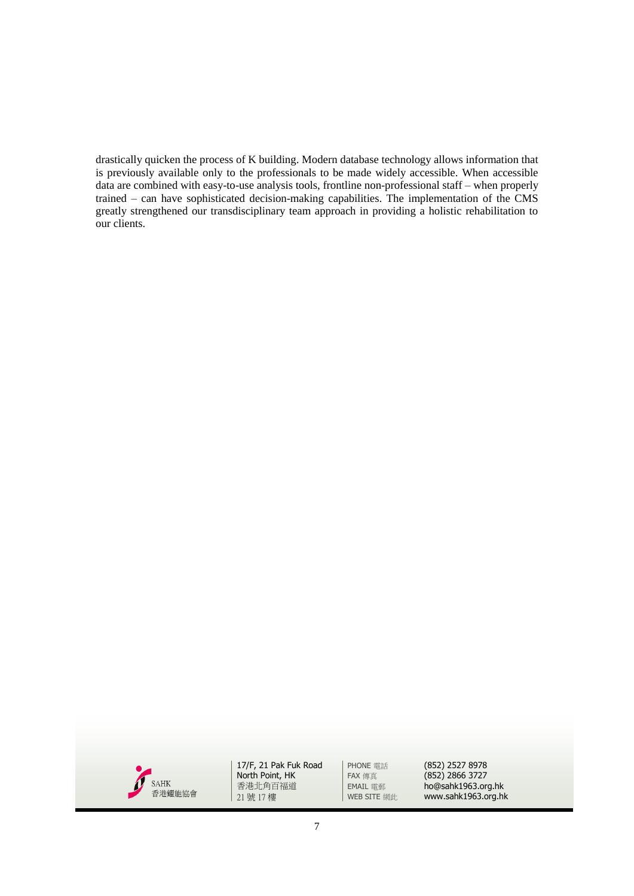drastically quicken the process of K building. Modern database technology allows information that is previously available only to the professionals to be made widely accessible. When accessible data are combined with easy-to-use analysis tools, frontline non-professional staff – when properly trained – can have sophisticated decision-making capabilities. The implementation of the CMS greatly strengthened our transdisciplinary team approach in providing a holistic rehabilitation to our clients.